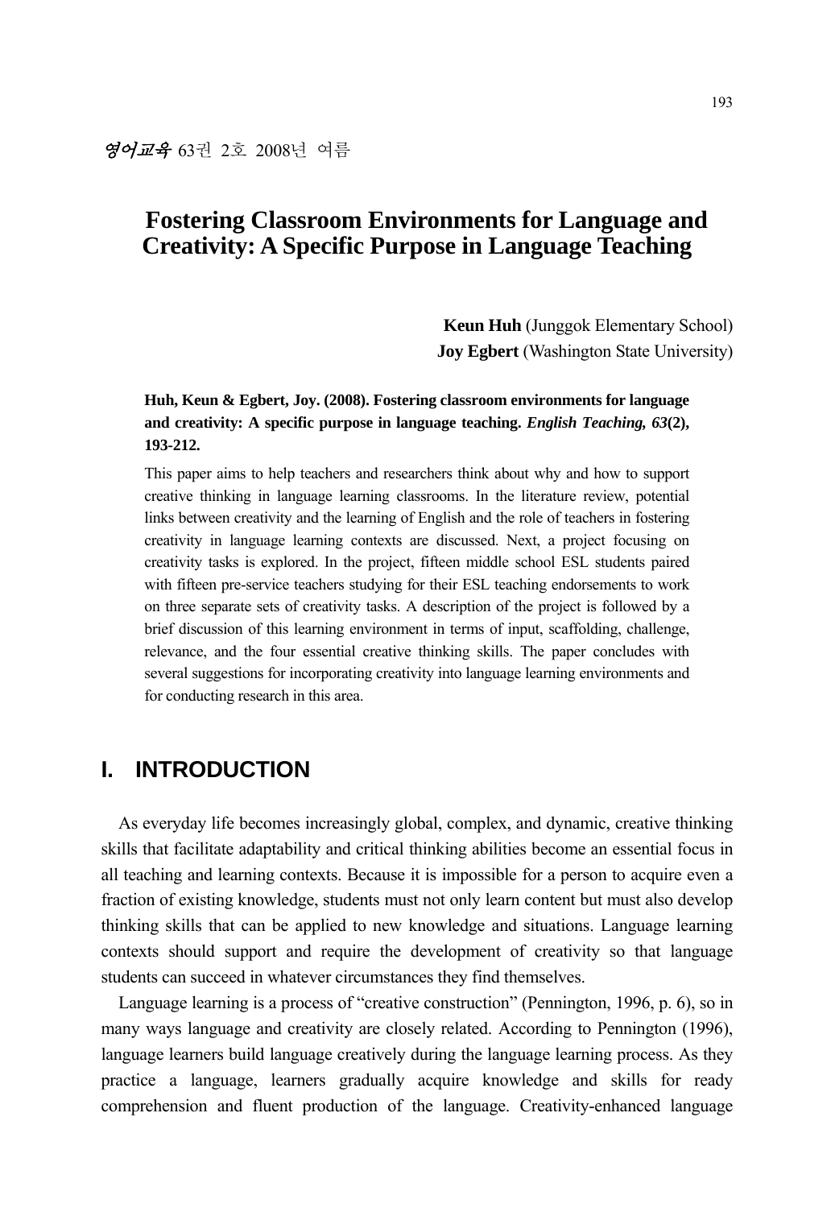영어교육 63권 2호 2008년 여름

# Fostering Classroom Environments for Language and Creativity: A Specific Purpose in Language Teaching

**Keun Huh** (Junggok Elementary School)
**Joy Egbert** (Washington State University)

**Huh, Keun & Egbert, Joy. (2008). Fostering classroom environments for language and creativity: A specific purpose in language teaching. *English Teaching, 63*(2), 193-212.**

This paper aims to help teachers and researchers think about why and how to support creative thinking in language learning classrooms. In the literature review, potential links between creativity and the learning of English and the role of teachers in fostering creativity in language learning contexts are discussed. Next, a project focusing on creativity tasks is explored. In the project, fifteen middle school ESL students paired with fifteen pre-service teachers studying for their ESL teaching endorsements to work on three separate sets of creativity tasks. A description of the project is followed by a brief discussion of this learning environment in terms of input, scaffolding, challenge, relevance, and the four essential creative thinking skills. The paper concludes with several suggestions for incorporating creativity into language learning environments and for conducting research in this area.

## I. INTRODUCTION

As everyday life becomes increasingly global, complex, and dynamic, creative thinking skills that facilitate adaptability and critical thinking abilities become an essential focus in all teaching and learning contexts. Because it is impossible for a person to acquire even a fraction of existing knowledge, students must not only learn content but must also develop thinking skills that can be applied to new knowledge and situations. Language learning contexts should support and require the development of creativity so that language students can succeed in whatever circumstances they find themselves.

Language learning is a process of "creative construction" (Pennington, 1996, p. 6), so in many ways language and creativity are closely related. According to Pennington (1996), language learners build language creatively during the language learning process. As they practice a language, learners gradually acquire knowledge and skills for ready comprehension and fluent production of the language. Creativity-enhanced language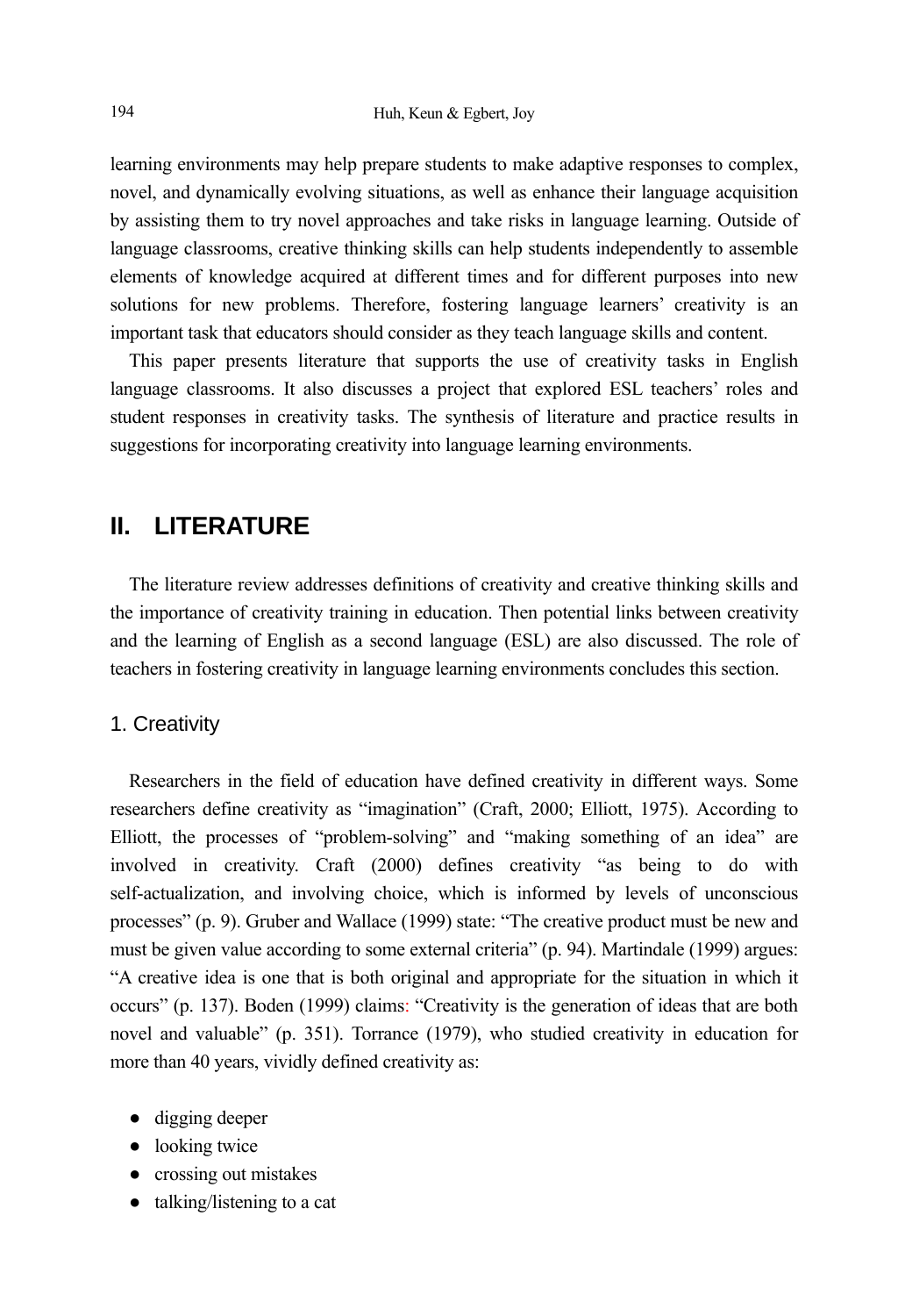learning environments may help prepare students to make adaptive responses to complex, novel, and dynamically evolving situations, as well as enhance their language acquisition by assisting them to try novel approaches and take risks in language learning. Outside of language classrooms, creative thinking skills can help students independently to assemble elements of knowledge acquired at different times and for different purposes into new solutions for new problems. Therefore, fostering language learners' creativity is an important task that educators should consider as they teach language skills and content.

This paper presents literature that supports the use of creativity tasks in English language classrooms. It also discusses a project that explored ESL teachers' roles and student responses in creativity tasks. The synthesis of literature and practice results in suggestions for incorporating creativity into language learning environments.

## II. LITERATURE

The literature review addresses definitions of creativity and creative thinking skills and the importance of creativity training in education. Then potential links between creativity and the learning of English as a second language (ESL) are also discussed. The role of teachers in fostering creativity in language learning environments concludes this section.

### 1. Creativity

Researchers in the field of education have defined creativity in different ways. Some researchers define creativity as "imagination" (Craft, 2000; Elliott, 1975). According to Elliott, the processes of "problem-solving" and "making something of an idea" are involved in creativity. Craft (2000) defines creativity "as being to do with self-actualization, and involving choice, which is informed by levels of unconscious processes" (p. 9). Gruber and Wallace (1999) state: "The creative product must be new and must be given value according to some external criteria" (p. 94). Martindale (1999) argues: "A creative idea is one that is both original and appropriate for the situation in which it occurs" (p. 137). Boden (1999) claims: "Creativity is the generation of ideas that are both novel and valuable" (p. 351). Torrance (1979), who studied creativity in education for more than 40 years, vividly defined creativity as:

- digging deeper
- looking twice
- crossing out mistakes
- talking/listening to a cat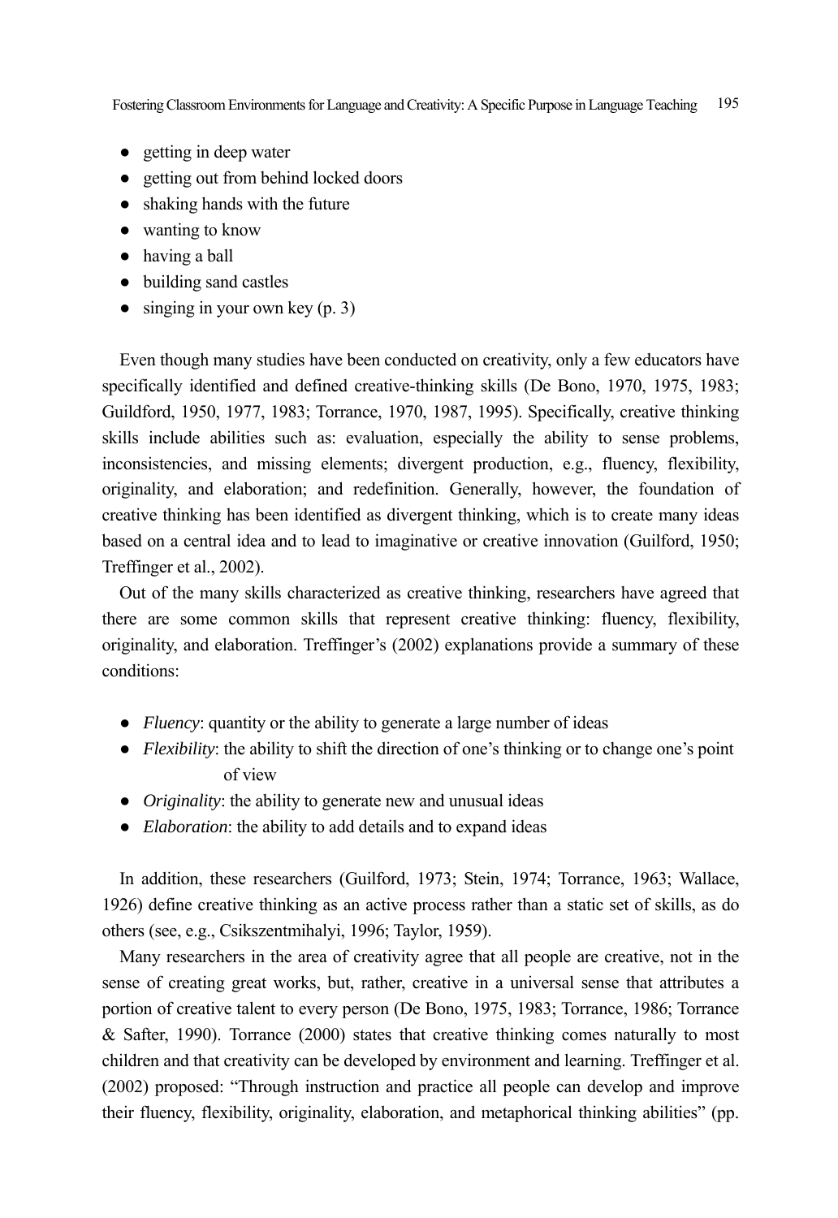- getting in deep water
- getting out from behind locked doors
- shaking hands with the future
- wanting to know
- having a ball
- building sand castles
- singing in your own key (p. 3)

Even though many studies have been conducted on creativity, only a few educators have specifically identified and defined creative-thinking skills (De Bono, 1970, 1975, 1983; Guildford, 1950, 1977, 1983; Torrance, 1970, 1987, 1995). Specifically, creative thinking skills include abilities such as: evaluation, especially the ability to sense problems, inconsistencies, and missing elements; divergent production, e.g., fluency, flexibility, originality, and elaboration; and redefinition. Generally, however, the foundation of creative thinking has been identified as divergent thinking, which is to create many ideas based on a central idea and to lead to imaginative or creative innovation (Guilford, 1950; Treffinger et al., 2002).

Out of the many skills characterized as creative thinking, researchers have agreed that there are some common skills that represent creative thinking: fluency, flexibility, originality, and elaboration. Treffinger's (2002) explanations provide a summary of these conditions:

- *Fluency*: quantity or the ability to generate a large number of ideas
- *Flexibility*: the ability to shift the direction of one's thinking or to change one's point of view
- *Originality*: the ability to generate new and unusual ideas
- *Elaboration*: the ability to add details and to expand ideas

In addition, these researchers (Guilford, 1973; Stein, 1974; Torrance, 1963; Wallace, 1926) define creative thinking as an active process rather than a static set of skills, as do others (see, e.g., Csikszentmihalyi, 1996; Taylor, 1959).

Many researchers in the area of creativity agree that all people are creative, not in the sense of creating great works, but, rather, creative in a universal sense that attributes a portion of creative talent to every person (De Bono, 1975, 1983; Torrance, 1986; Torrance & Safter, 1990). Torrance (2000) states that creative thinking comes naturally to most children and that creativity can be developed by environment and learning. Treffinger et al. (2002) proposed: "Through instruction and practice all people can develop and improve their fluency, flexibility, originality, elaboration, and metaphorical thinking abilities" (pp.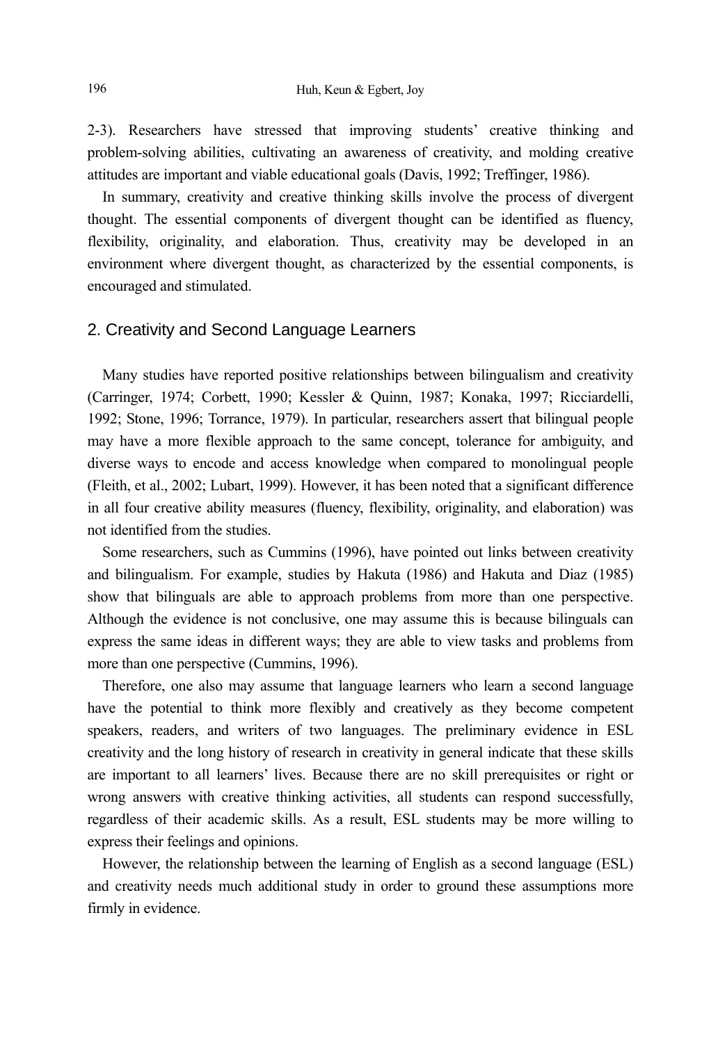2-3). Researchers have stressed that improving students' creative thinking and problem-solving abilities, cultivating an awareness of creativity, and molding creative attitudes are important and viable educational goals (Davis, 1992; Treffinger, 1986).

In summary, creativity and creative thinking skills involve the process of divergent thought. The essential components of divergent thought can be identified as fluency, flexibility, originality, and elaboration. Thus, creativity may be developed in an environment where divergent thought, as characterized by the essential components, is encouraged and stimulated.

## 2. Creativity and Second Language Learners

Many studies have reported positive relationships between bilingualism and creativity (Carringer, 1974; Corbett, 1990; Kessler & Quinn, 1987; Konaka, 1997; Ricciardelli, 1992; Stone, 1996; Torrance, 1979). In particular, researchers assert that bilingual people may have a more flexible approach to the same concept, tolerance for ambiguity, and diverse ways to encode and access knowledge when compared to monolingual people (Fleith, et al., 2002; Lubart, 1999). However, it has been noted that a significant difference in all four creative ability measures (fluency, flexibility, originality, and elaboration) was not identified from the studies.

Some researchers, such as Cummins (1996), have pointed out links between creativity and bilingualism. For example, studies by Hakuta (1986) and Hakuta and Diaz (1985) show that bilinguals are able to approach problems from more than one perspective. Although the evidence is not conclusive, one may assume this is because bilinguals can express the same ideas in different ways; they are able to view tasks and problems from more than one perspective (Cummins, 1996).

Therefore, one also may assume that language learners who learn a second language have the potential to think more flexibly and creatively as they become competent speakers, readers, and writers of two languages. The preliminary evidence in ESL creativity and the long history of research in creativity in general indicate that these skills are important to all learners' lives. Because there are no skill prerequisites or right or wrong answers with creative thinking activities, all students can respond successfully, regardless of their academic skills. As a result, ESL students may be more willing to express their feelings and opinions.

However, the relationship between the learning of English as a second language (ESL) and creativity needs much additional study in order to ground these assumptions more firmly in evidence.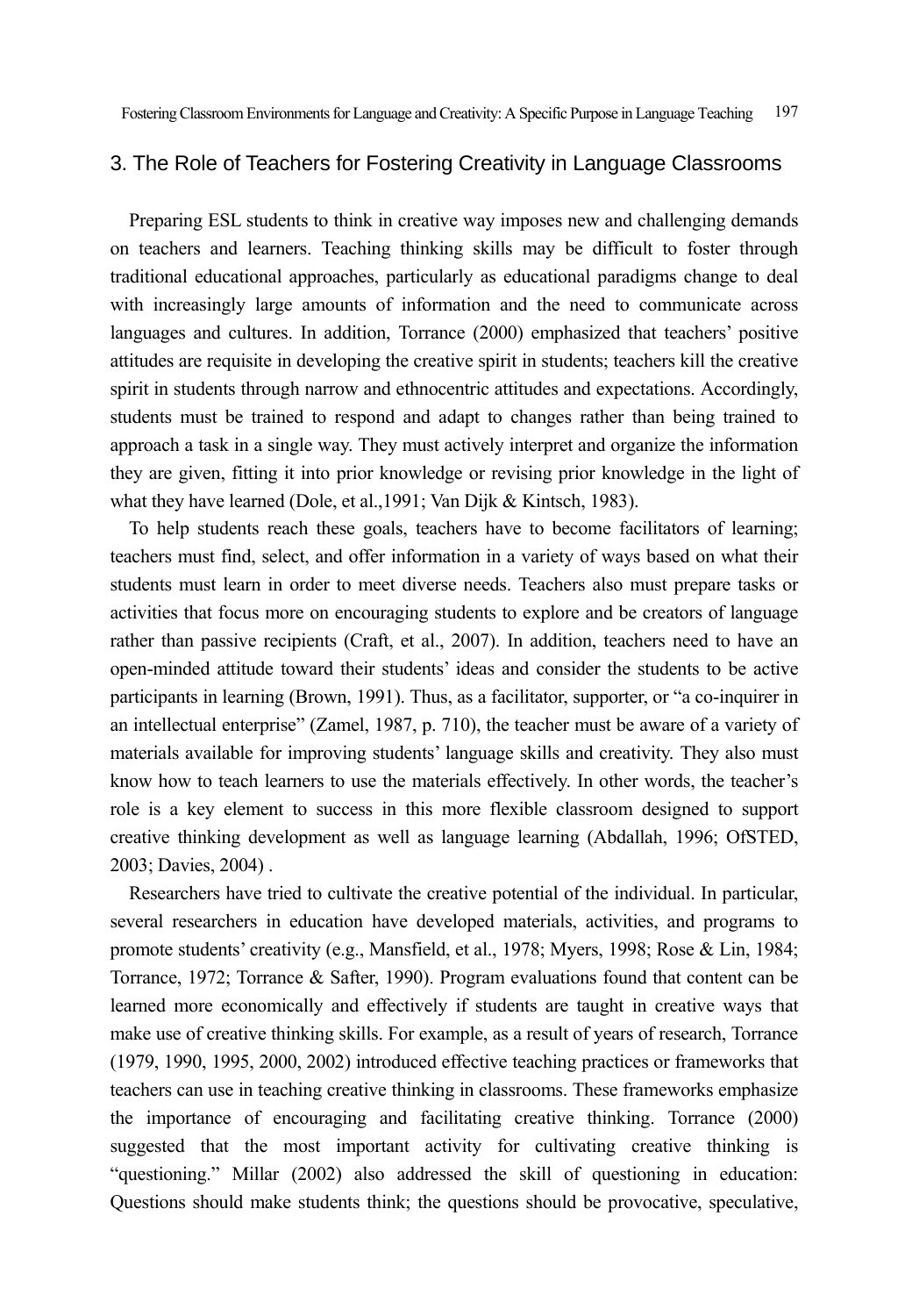## 3. The Role of Teachers for Fostering Creativity in Language Classrooms

Preparing ESL students to think in creative way imposes new and challenging demands on teachers and learners. Teaching thinking skills may be difficult to foster through traditional educational approaches, particularly as educational paradigms change to deal with increasingly large amounts of information and the need to communicate across languages and cultures. In addition, Torrance (2000) emphasized that teachers' positive attitudes are requisite in developing the creative spirit in students; teachers kill the creative spirit in students through narrow and ethnocentric attitudes and expectations. Accordingly, students must be trained to respond and adapt to changes rather than being trained to approach a task in a single way. They must actively interpret and organize the information they are given, fitting it into prior knowledge or revising prior knowledge in the light of what they have learned (Dole, et al.,1991; Van Dijk & Kintsch, 1983).

To help students reach these goals, teachers have to become facilitators of learning; teachers must find, select, and offer information in a variety of ways based on what their students must learn in order to meet diverse needs. Teachers also must prepare tasks or activities that focus more on encouraging students to explore and be creators of language rather than passive recipients (Craft, et al., 2007). In addition, teachers need to have an open-minded attitude toward their students' ideas and consider the students to be active participants in learning (Brown, 1991). Thus, as a facilitator, supporter, or "a co-inquirer in an intellectual enterprise" (Zamel, 1987, p. 710), the teacher must be aware of a variety of materials available for improving students' language skills and creativity. They also must know how to teach learners to use the materials effectively. In other words, the teacher's role is a key element to success in this more flexible classroom designed to support creative thinking development as well as language learning (Abdallah, 1996; OfSTED, 2003; Davies, 2004) .

Researchers have tried to cultivate the creative potential of the individual. In particular, several researchers in education have developed materials, activities, and programs to promote students' creativity (e.g., Mansfield, et al., 1978; Myers, 1998; Rose & Lin, 1984; Torrance, 1972; Torrance & Safter, 1990). Program evaluations found that content can be learned more economically and effectively if students are taught in creative ways that make use of creative thinking skills. For example, as a result of years of research, Torrance (1979, 1990, 1995, 2000, 2002) introduced effective teaching practices or frameworks that teachers can use in teaching creative thinking in classrooms. These frameworks emphasize the importance of encouraging and facilitating creative thinking. Torrance (2000) suggested that the most important activity for cultivating creative thinking is "questioning." Millar (2002) also addressed the skill of questioning in education: Questions should make students think; the questions should be provocative, speculative,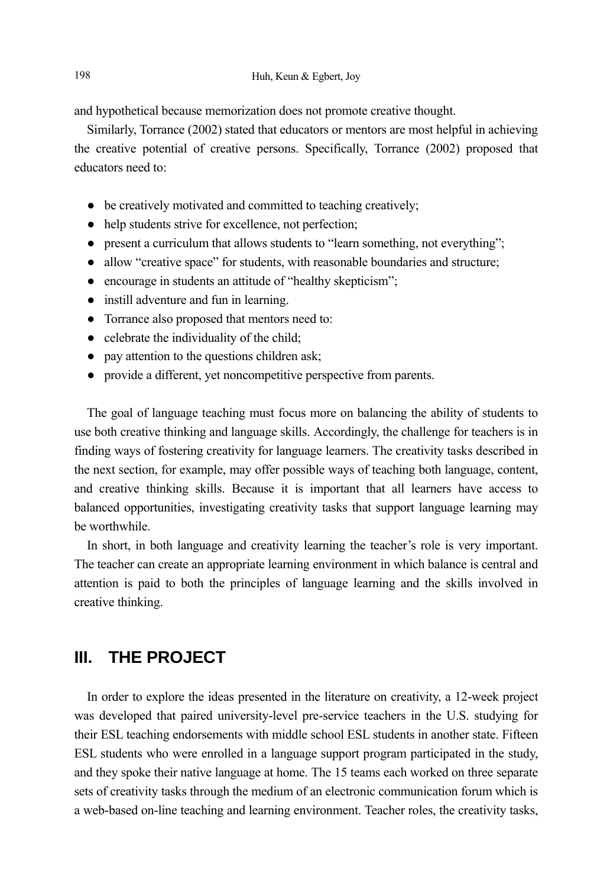and hypothetical because memorization does not promote creative thought.

Similarly, Torrance (2002) stated that educators or mentors are most helpful in achieving the creative potential of creative persons. Specifically, Torrance (2002) proposed that educators need to:

- be creatively motivated and committed to teaching creatively;
- help students strive for excellence, not perfection;
- present a curriculum that allows students to "learn something, not everything";
- allow "creative space" for students, with reasonable boundaries and structure;
- encourage in students an attitude of "healthy skepticism";
- instill adventure and fun in learning.
- Torrance also proposed that mentors need to:
- celebrate the individuality of the child;
- pay attention to the questions children ask;
- provide a different, yet noncompetitive perspective from parents.

The goal of language teaching must focus more on balancing the ability of students to use both creative thinking and language skills. Accordingly, the challenge for teachers is in finding ways of fostering creativity for language learners. The creativity tasks described in the next section, for example, may offer possible ways of teaching both language, content, and creative thinking skills. Because it is important that all learners have access to balanced opportunities, investigating creativity tasks that support language learning may be worthwhile.

In short, in both language and creativity learning the teacher's role is very important. The teacher can create an appropriate learning environment in which balance is central and attention is paid to both the principles of language learning and the skills involved in creative thinking.

## III. THE PROJECT

In order to explore the ideas presented in the literature on creativity, a 12-week project was developed that paired university-level pre-service teachers in the U.S. studying for their ESL teaching endorsements with middle school ESL students in another state. Fifteen ESL students who were enrolled in a language support program participated in the study, and they spoke their native language at home. The 15 teams each worked on three separate sets of creativity tasks through the medium of an electronic communication forum which is a web-based on-line teaching and learning environment. Teacher roles, the creativity tasks,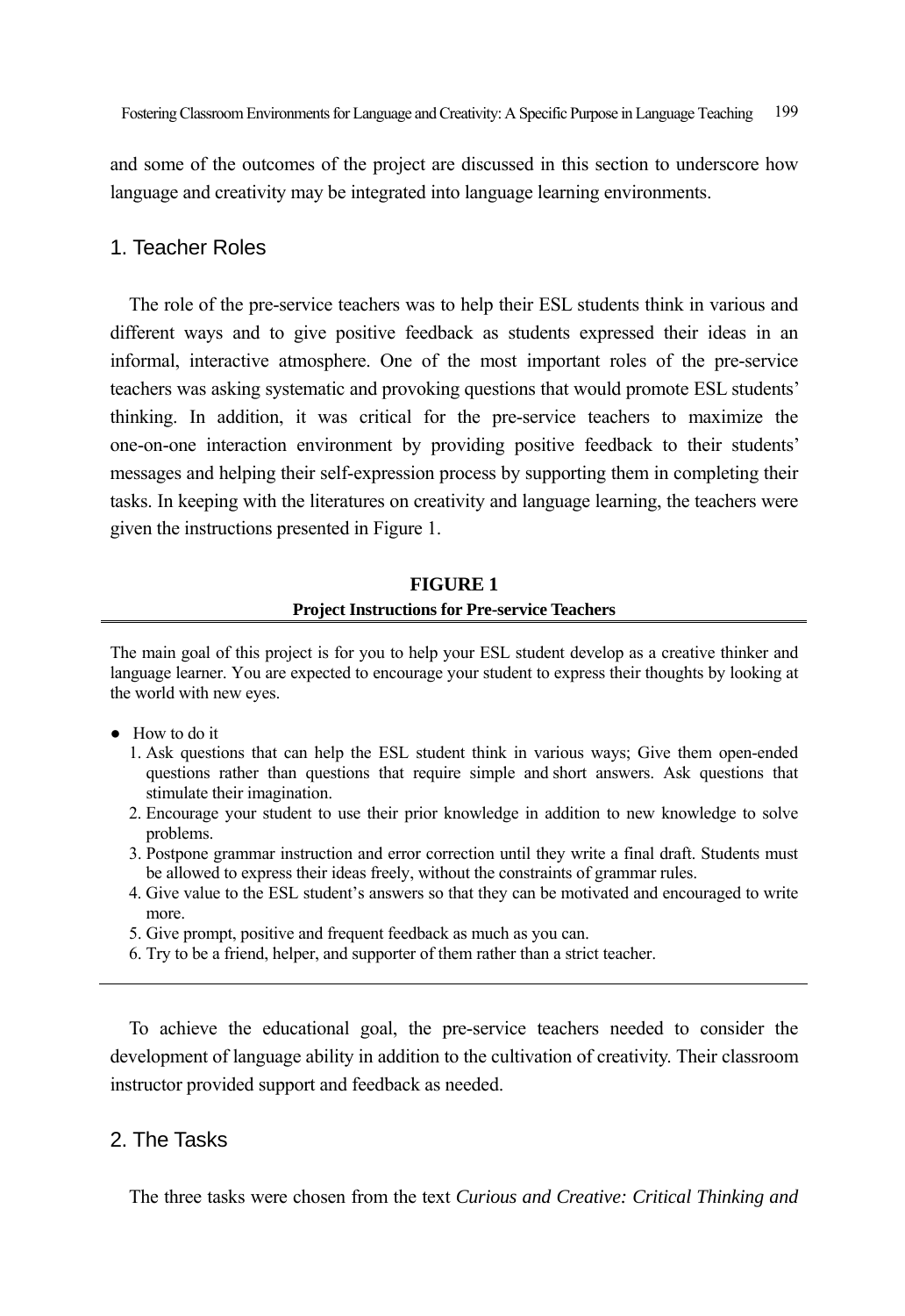and some of the outcomes of the project are discussed in this section to underscore how language and creativity may be integrated into language learning environments.

## 1. Teacher Roles

The role of the pre-service teachers was to help their ESL students think in various and different ways and to give positive feedback as students expressed their ideas in an informal, interactive atmosphere. One of the most important roles of the pre-service teachers was asking systematic and provoking questions that would promote ESL students' thinking. In addition, it was critical for the pre-service teachers to maximize the one-on-one interaction environment by providing positive feedback to their students' messages and helping their self-expression process by supporting them in completing their tasks. In keeping with the literatures on creativity and language learning, the teachers were given the instructions presented in Figure 1.

**FIGURE 1**
**Project Instructions for Pre-service Teachers**

The main goal of this project is for you to help your ESL student develop as a creative thinker and language learner. You are expected to encourage your student to express their thoughts by looking at the world with new eyes.

- How to do it
  1. Ask questions that can help the ESL student think in various ways; Give them open-ended questions rather than questions that require simple and short answers. Ask questions that stimulate their imagination.
  2. Encourage your student to use their prior knowledge in addition to new knowledge to solve problems.
  3. Postpone grammar instruction and error correction until they write a final draft. Students must be allowed to express their ideas freely, without the constraints of grammar rules.
  4. Give value to the ESL student's answers so that they can be motivated and encouraged to write more.
  5. Give prompt, positive and frequent feedback as much as you can.
  6. Try to be a friend, helper, and supporter of them rather than a strict teacher.

To achieve the educational goal, the pre-service teachers needed to consider the development of language ability in addition to the cultivation of creativity. Their classroom instructor provided support and feedback as needed.

## 2. The Tasks

The three tasks were chosen from the text *Curious and Creative: Critical Thinking and*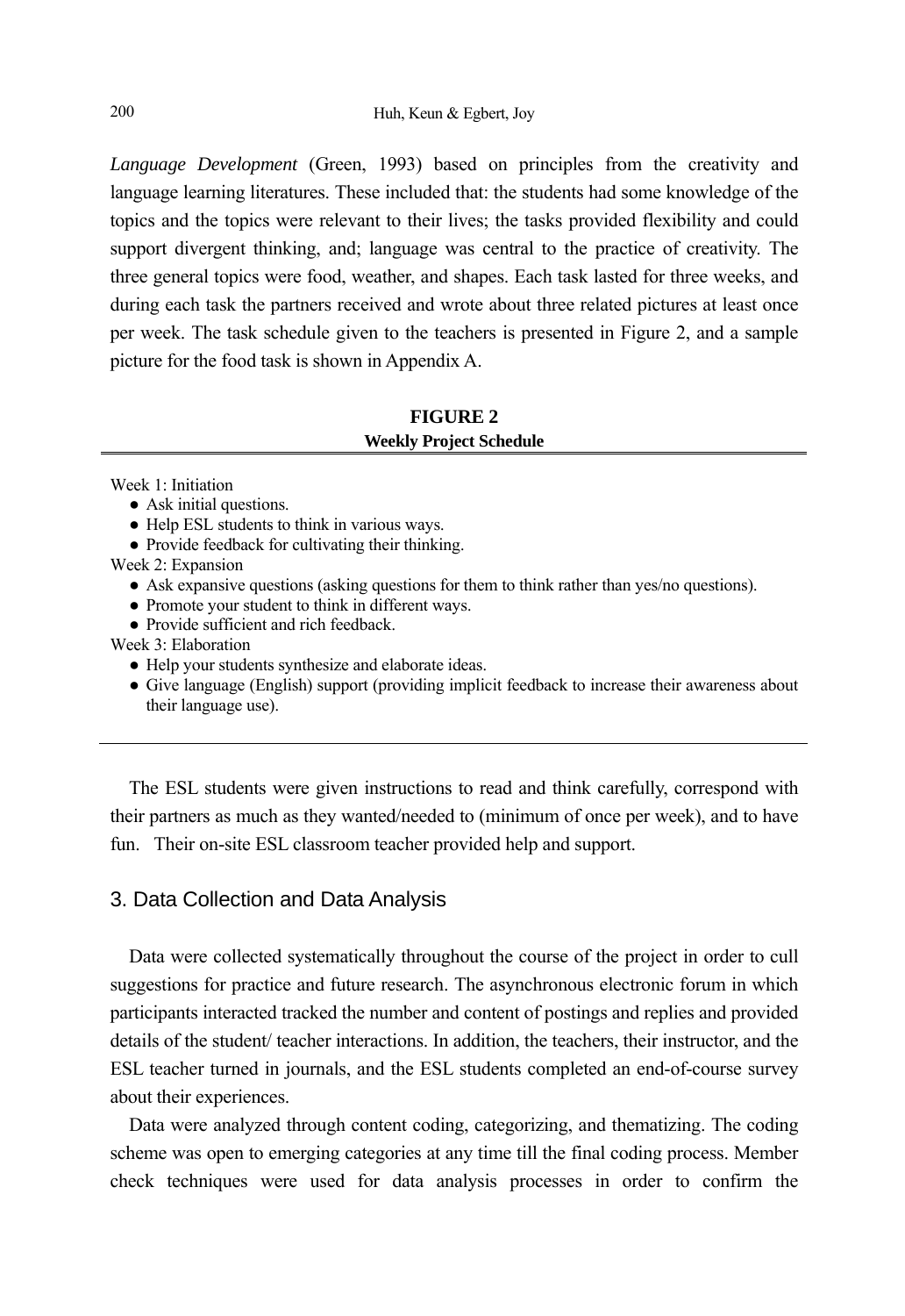*Language Development* (Green, 1993) based on principles from the creativity and language learning literatures. These included that: the students had some knowledge of the topics and the topics were relevant to their lives; the tasks provided flexibility and could support divergent thinking, and; language was central to the practice of creativity. The three general topics were food, weather, and shapes. Each task lasted for three weeks, and during each task the partners received and wrote about three related pictures at least once per week. The task schedule given to the teachers is presented in Figure 2, and a sample picture for the food task is shown in Appendix A.

**FIGURE 2**
**Weekly Project Schedule**

Week 1: Initiation

- Ask initial questions.
- Help ESL students to think in various ways.
- Provide feedback for cultivating their thinking.

Week 2: Expansion

- Ask expansive questions (asking questions for them to think rather than yes/no questions).
- Promote your student to think in different ways.
- Provide sufficient and rich feedback.

Week 3: Elaboration

- Help your students synthesize and elaborate ideas.
- Give language (English) support (providing implicit feedback to increase their awareness about their language use).

The ESL students were given instructions to read and think carefully, correspond with their partners as much as they wanted/needed to (minimum of once per week), and to have fun. Their on-site ESL classroom teacher provided help and support.

## 3. Data Collection and Data Analysis

Data were collected systematically throughout the course of the project in order to cull suggestions for practice and future research. The asynchronous electronic forum in which participants interacted tracked the number and content of postings and replies and provided details of the student/ teacher interactions. In addition, the teachers, their instructor, and the ESL teacher turned in journals, and the ESL students completed an end-of-course survey about their experiences.

Data were analyzed through content coding, categorizing, and thematizing. The coding scheme was open to emerging categories at any time till the final coding process. Member check techniques were used for data analysis processes in order to confirm the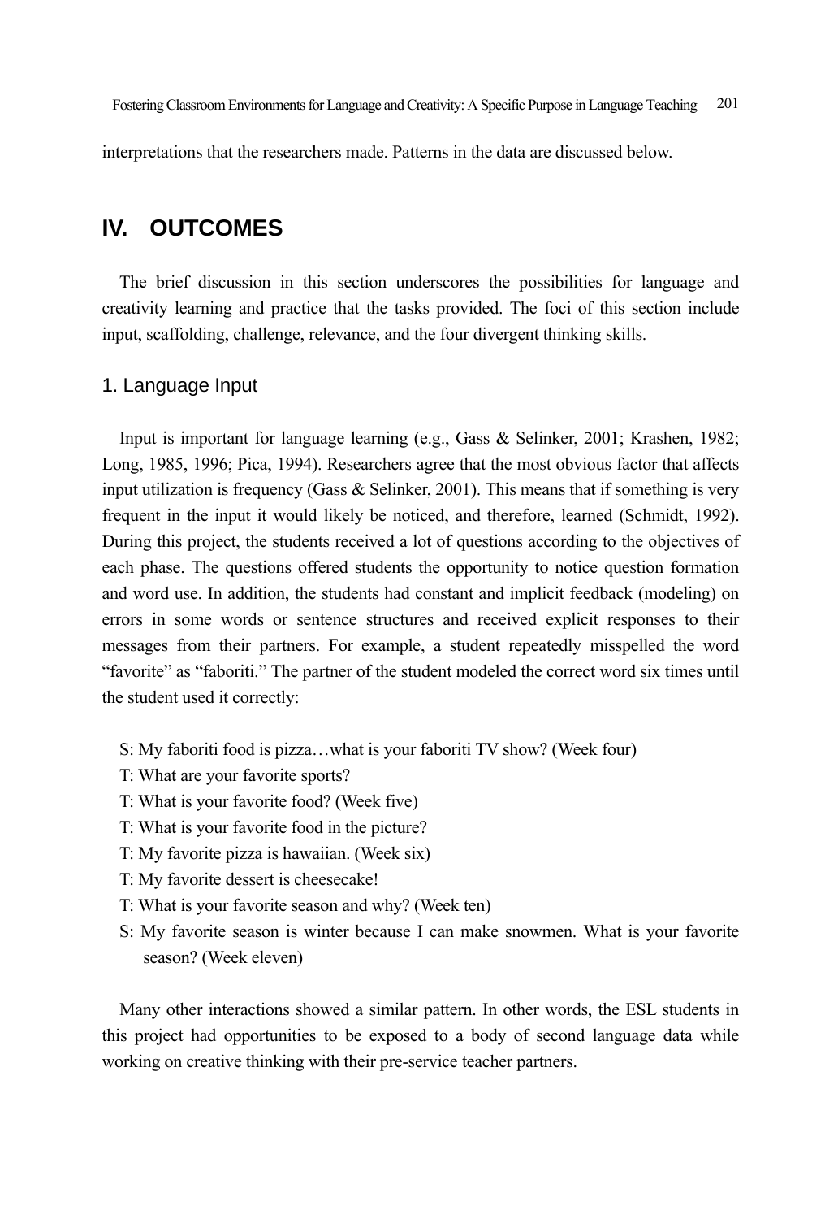interpretations that the researchers made. Patterns in the data are discussed below.

# IV. OUTCOMES

The brief discussion in this section underscores the possibilities for language and creativity learning and practice that the tasks provided. The foci of this section include input, scaffolding, challenge, relevance, and the four divergent thinking skills.

## 1. Language Input

Input is important for language learning (e.g., Gass & Selinker, 2001; Krashen, 1982; Long, 1985, 1996; Pica, 1994). Researchers agree that the most obvious factor that affects input utilization is frequency (Gass & Selinker, 2001). This means that if something is very frequent in the input it would likely be noticed, and therefore, learned (Schmidt, 1992). During this project, the students received a lot of questions according to the objectives of each phase. The questions offered students the opportunity to notice question formation and word use. In addition, the students had constant and implicit feedback (modeling) on errors in some words or sentence structures and received explicit responses to their messages from their partners. For example, a student repeatedly misspelled the word "favorite" as "faboriti." The partner of the student modeled the correct word six times until the student used it correctly:

S: My faboriti food is pizza…what is your faboriti TV show? (Week four)
T: What are your favorite sports?
T: What is your favorite food? (Week five)
T: What is your favorite food in the picture?
T: My favorite pizza is hawaiian. (Week six)
T: My favorite dessert is cheesecake!
T: What is your favorite season and why? (Week ten)
S: My favorite season is winter because I can make snowmen. What is your favorite season? (Week eleven)

Many other interactions showed a similar pattern. In other words, the ESL students in this project had opportunities to be exposed to a body of second language data while working on creative thinking with their pre-service teacher partners.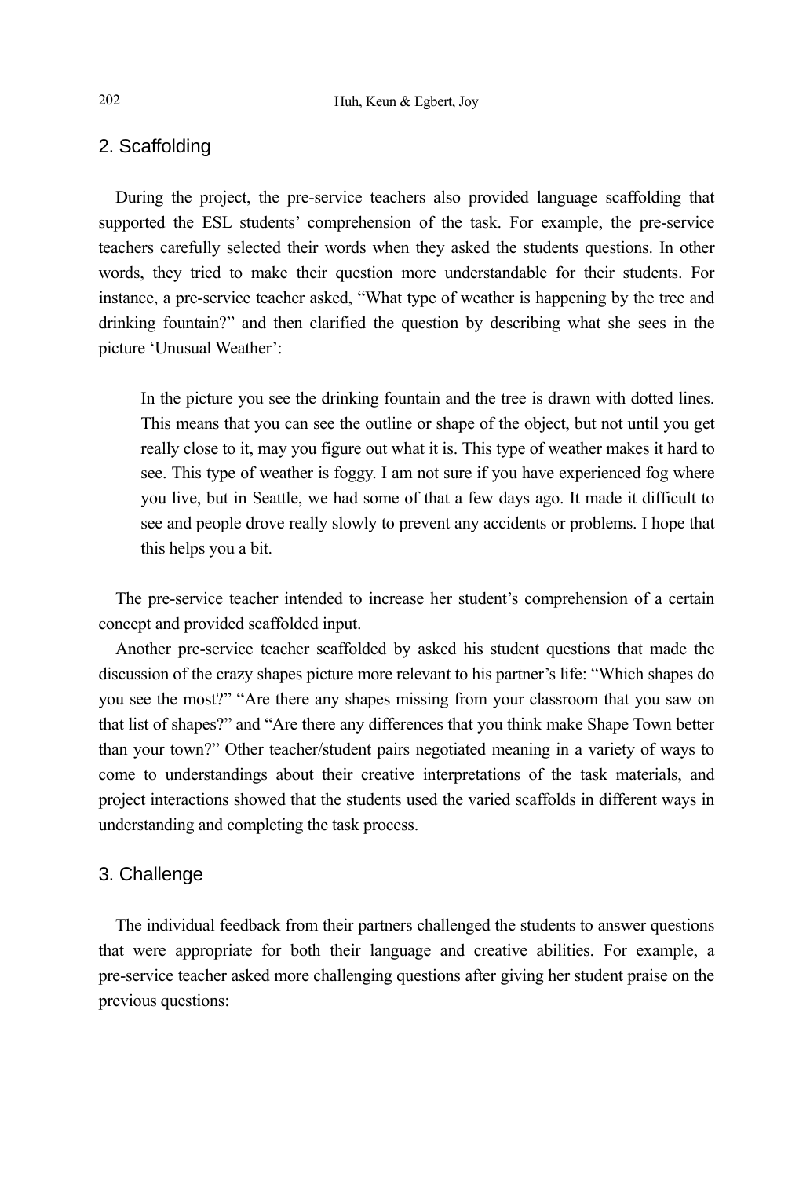## 2. Scaffolding

During the project, the pre-service teachers also provided language scaffolding that supported the ESL students' comprehension of the task. For example, the pre-service teachers carefully selected their words when they asked the students questions. In other words, they tried to make their question more understandable for their students. For instance, a pre-service teacher asked, "What type of weather is happening by the tree and drinking fountain?" and then clarified the question by describing what she sees in the picture 'Unusual Weather':

> In the picture you see the drinking fountain and the tree is drawn with dotted lines. This means that you can see the outline or shape of the object, but not until you get really close to it, may you figure out what it is. This type of weather makes it hard to see. This type of weather is foggy. I am not sure if you have experienced fog where you live, but in Seattle, we had some of that a few days ago. It made it difficult to see and people drove really slowly to prevent any accidents or problems. I hope that this helps you a bit.

The pre-service teacher intended to increase her student's comprehension of a certain concept and provided scaffolded input.

Another pre-service teacher scaffolded by asked his student questions that made the discussion of the crazy shapes picture more relevant to his partner's life: "Which shapes do you see the most?" "Are there any shapes missing from your classroom that you saw on that list of shapes?" and "Are there any differences that you think make Shape Town better than your town?" Other teacher/student pairs negotiated meaning in a variety of ways to come to understandings about their creative interpretations of the task materials, and project interactions showed that the students used the varied scaffolds in different ways in understanding and completing the task process.

## 3. Challenge

The individual feedback from their partners challenged the students to answer questions that were appropriate for both their language and creative abilities. For example, a pre-service teacher asked more challenging questions after giving her student praise on the previous questions: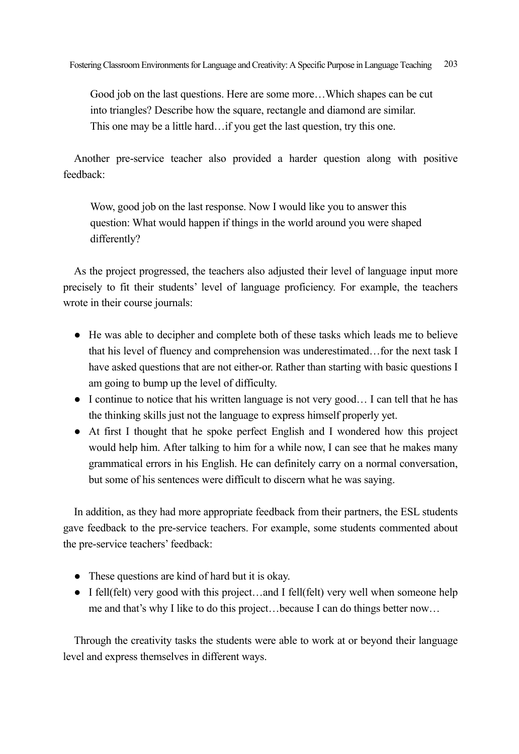> Good job on the last questions. Here are some more…Which shapes can be cut into triangles? Describe how the square, rectangle and diamond are similar. This one may be a little hard…if you get the last question, try this one.

Another pre-service teacher also provided a harder question along with positive feedback:

> Wow, good job on the last response. Now I would like you to answer this question: What would happen if things in the world around you were shaped differently?

As the project progressed, the teachers also adjusted their level of language input more precisely to fit their students' level of language proficiency. For example, the teachers wrote in their course journals:

- He was able to decipher and complete both of these tasks which leads me to believe that his level of fluency and comprehension was underestimated…for the next task I have asked questions that are not either-or. Rather than starting with basic questions I am going to bump up the level of difficulty.
- I continue to notice that his written language is not very good… I can tell that he has the thinking skills just not the language to express himself properly yet.
- At first I thought that he spoke perfect English and I wondered how this project would help him. After talking to him for a while now, I can see that he makes many grammatical errors in his English. He can definitely carry on a normal conversation, but some of his sentences were difficult to discern what he was saying.

In addition, as they had more appropriate feedback from their partners, the ESL students gave feedback to the pre-service teachers. For example, some students commented about the pre-service teachers' feedback:

- These questions are kind of hard but it is okay.
- I fell(felt) very good with this project…and I fell(felt) very well when someone help me and that's why I like to do this project…because I can do things better now…

Through the creativity tasks the students were able to work at or beyond their language level and express themselves in different ways.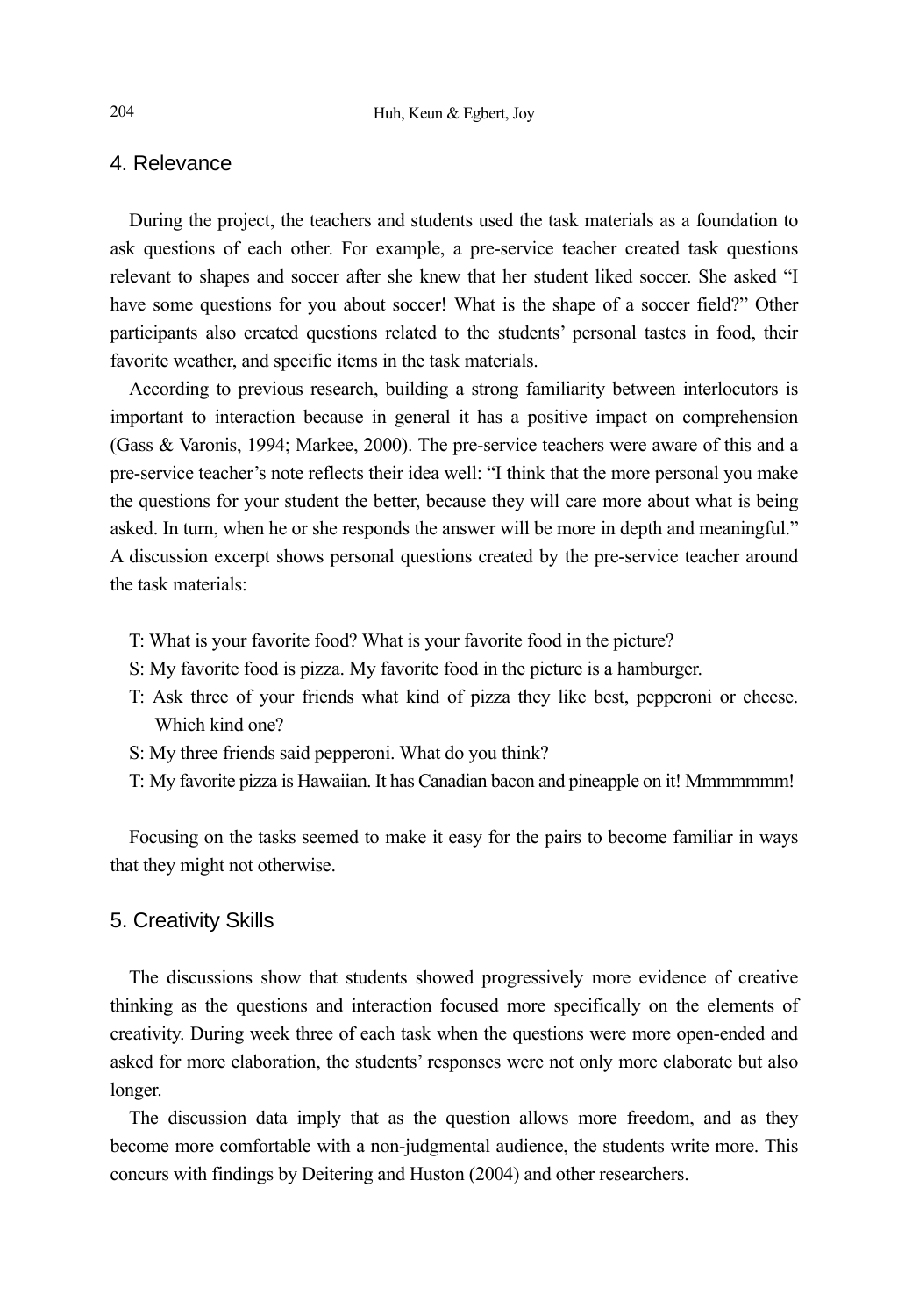## 4. Relevance

During the project, the teachers and students used the task materials as a foundation to ask questions of each other. For example, a pre-service teacher created task questions relevant to shapes and soccer after she knew that her student liked soccer. She asked "I have some questions for you about soccer! What is the shape of a soccer field?" Other participants also created questions related to the students' personal tastes in food, their favorite weather, and specific items in the task materials.

According to previous research, building a strong familiarity between interlocutors is important to interaction because in general it has a positive impact on comprehension (Gass & Varonis, 1994; Markee, 2000). The pre-service teachers were aware of this and a pre-service teacher's note reflects their idea well: "I think that the more personal you make the questions for your student the better, because they will care more about what is being asked. In turn, when he or she responds the answer will be more in depth and meaningful." A discussion excerpt shows personal questions created by the pre-service teacher around the task materials:

T: What is your favorite food? What is your favorite food in the picture?
S: My favorite food is pizza. My favorite food in the picture is a hamburger.
T: Ask three of your friends what kind of pizza they like best, pepperoni or cheese. Which kind one?
S: My three friends said pepperoni. What do you think?
T: My favorite pizza is Hawaiian. It has Canadian bacon and pineapple on it! Mmmmmmm!

Focusing on the tasks seemed to make it easy for the pairs to become familiar in ways that they might not otherwise.

## 5. Creativity Skills

The discussions show that students showed progressively more evidence of creative thinking as the questions and interaction focused more specifically on the elements of creativity. During week three of each task when the questions were more open-ended and asked for more elaboration, the students' responses were not only more elaborate but also longer.

The discussion data imply that as the question allows more freedom, and as they become more comfortable with a non-judgmental audience, the students write more. This concurs with findings by Deitering and Huston (2004) and other researchers.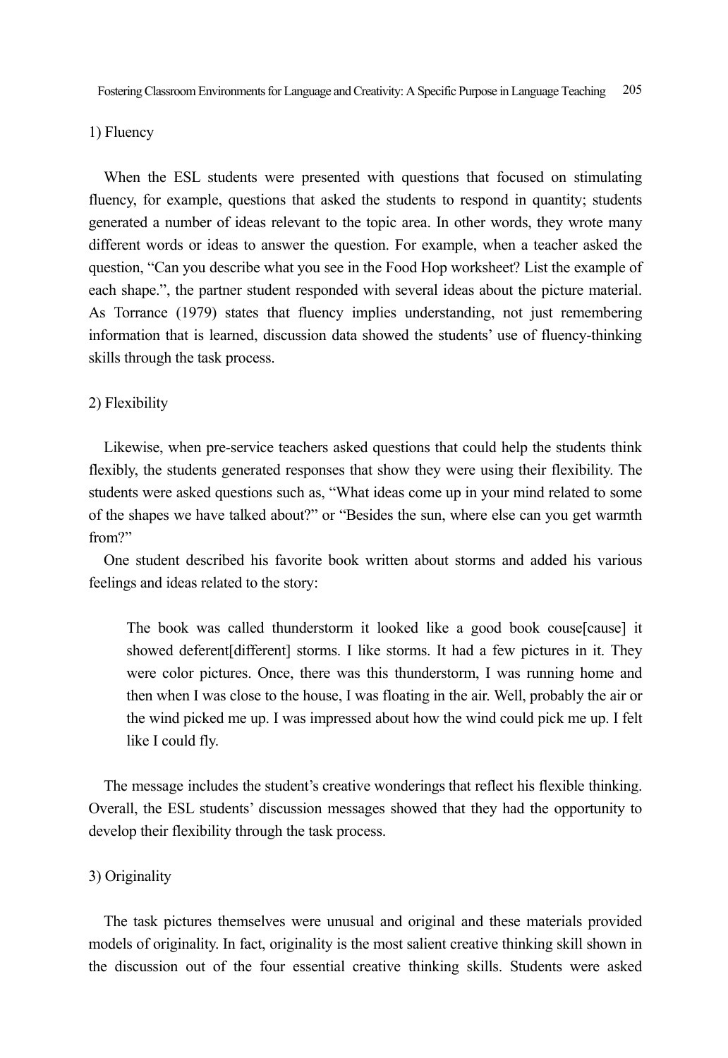1) Fluency

When the ESL students were presented with questions that focused on stimulating fluency, for example, questions that asked the students to respond in quantity; students generated a number of ideas relevant to the topic area. In other words, they wrote many different words or ideas to answer the question. For example, when a teacher asked the question, "Can you describe what you see in the Food Hop worksheet? List the example of each shape.", the partner student responded with several ideas about the picture material. As Torrance (1979) states that fluency implies understanding, not just remembering information that is learned, discussion data showed the students' use of fluency-thinking skills through the task process.

2) Flexibility

Likewise, when pre-service teachers asked questions that could help the students think flexibly, the students generated responses that show they were using their flexibility. The students were asked questions such as, "What ideas come up in your mind related to some of the shapes we have talked about?" or "Besides the sun, where else can you get warmth from?"

One student described his favorite book written about storms and added his various feelings and ideas related to the story:

> The book was called thunderstorm it looked like a good book couse[cause] it showed deferent[different] storms. I like storms. It had a few pictures in it. They were color pictures. Once, there was this thunderstorm, I was running home and then when I was close to the house, I was floating in the air. Well, probably the air or the wind picked me up. I was impressed about how the wind could pick me up. I felt like I could fly.

The message includes the student's creative wonderings that reflect his flexible thinking. Overall, the ESL students' discussion messages showed that they had the opportunity to develop their flexibility through the task process.

3) Originality

The task pictures themselves were unusual and original and these materials provided models of originality. In fact, originality is the most salient creative thinking skill shown in the discussion out of the four essential creative thinking skills. Students were asked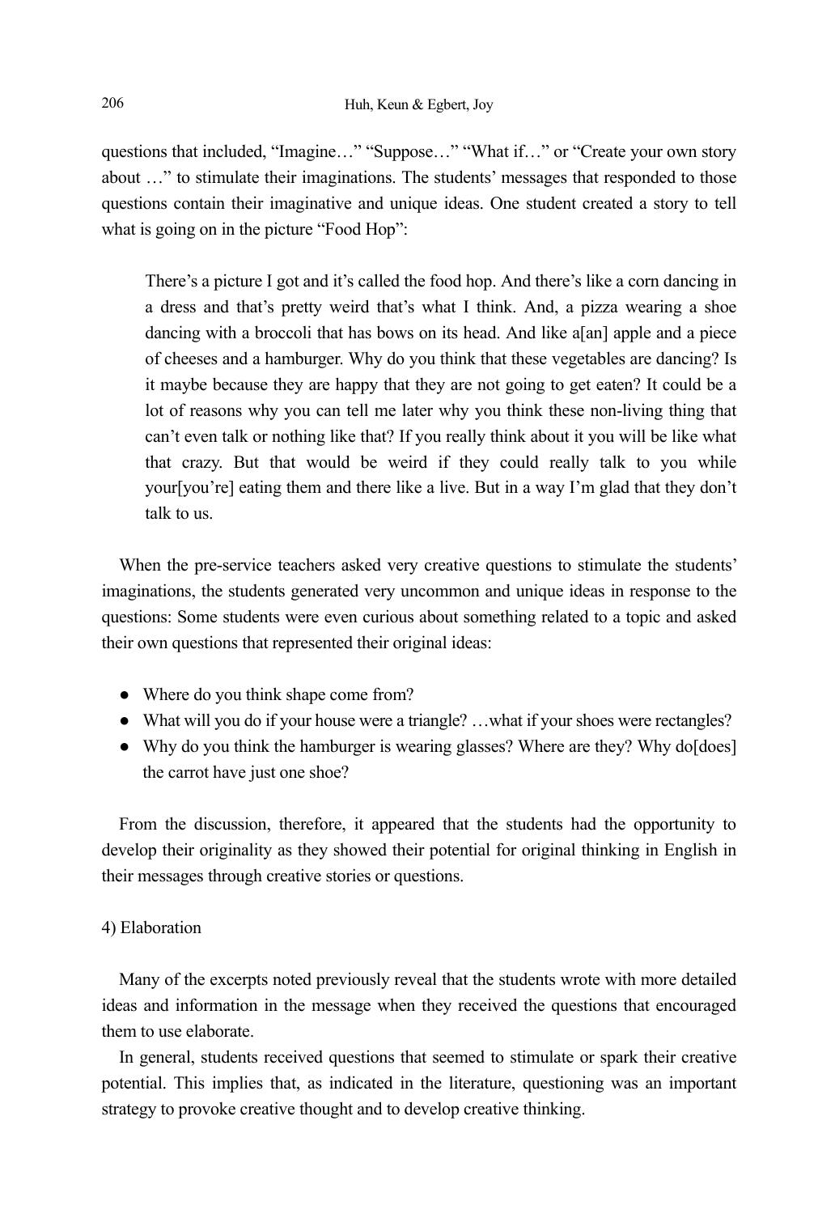questions that included, "Imagine…" "Suppose…" "What if…" or "Create your own story about …" to stimulate their imaginations. The students' messages that responded to those questions contain their imaginative and unique ideas. One student created a story to tell what is going on in the picture "Food Hop":

> There's a picture I got and it's called the food hop. And there's like a corn dancing in a dress and that's pretty weird that's what I think. And, a pizza wearing a shoe dancing with a broccoli that has bows on its head. And like a[an] apple and a piece of cheeses and a hamburger. Why do you think that these vegetables are dancing? Is it maybe because they are happy that they are not going to get eaten? It could be a lot of reasons why you can tell me later why you think these non-living thing that can't even talk or nothing like that? If you really think about it you will be like what that crazy. But that would be weird if they could really talk to you while your[you're] eating them and there like a live. But in a way I'm glad that they don't talk to us.

When the pre-service teachers asked very creative questions to stimulate the students' imaginations, the students generated very uncommon and unique ideas in response to the questions: Some students were even curious about something related to a topic and asked their own questions that represented their original ideas:

- Where do you think shape come from?
- What will you do if your house were a triangle? …what if your shoes were rectangles?
- Why do you think the hamburger is wearing glasses? Where are they? Why do[does] the carrot have just one shoe?

From the discussion, therefore, it appeared that the students had the opportunity to develop their originality as they showed their potential for original thinking in English in their messages through creative stories or questions.

4) Elaboration

Many of the excerpts noted previously reveal that the students wrote with more detailed ideas and information in the message when they received the questions that encouraged them to use elaborate.

In general, students received questions that seemed to stimulate or spark their creative potential. This implies that, as indicated in the literature, questioning was an important strategy to provoke creative thought and to develop creative thinking.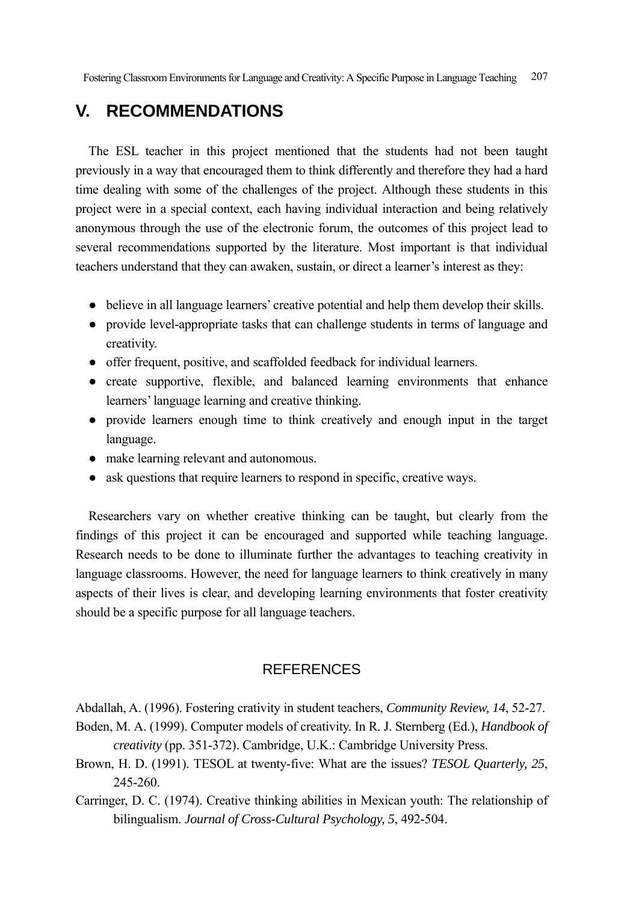## V. RECOMMENDATIONS

The ESL teacher in this project mentioned that the students had not been taught previously in a way that encouraged them to think differently and therefore they had a hard time dealing with some of the challenges of the project. Although these students in this project were in a special context, each having individual interaction and being relatively anonymous through the use of the electronic forum, the outcomes of this project lead to several recommendations supported by the literature. Most important is that individual teachers understand that they can awaken, sustain, or direct a learner's interest as they:

- believe in all language learners' creative potential and help them develop their skills.
- provide level-appropriate tasks that can challenge students in terms of language and creativity.
- offer frequent, positive, and scaffolded feedback for individual learners.
- create supportive, flexible, and balanced learning environments that enhance learners' language learning and creative thinking.
- provide learners enough time to think creatively and enough input in the target language.
- make learning relevant and autonomous.
- ask questions that require learners to respond in specific, creative ways.

Researchers vary on whether creative thinking can be taught, but clearly from the findings of this project it can be encouraged and supported while teaching language. Research needs to be done to illuminate further the advantages to teaching creativity in language classrooms. However, the need for language learners to think creatively in many aspects of their lives is clear, and developing learning environments that foster creativity should be a specific purpose for all language teachers.

## REFERENCES

Abdallah, A. (1996). Fostering crativity in student teachers, *Community Review, 14*, 52-27.

Boden, M. A. (1999). Computer models of creativity. In R. J. Sternberg (Ed.), *Handbook of creativity* (pp. 351-372). Cambridge, U.K.: Cambridge University Press.

Brown, H. D. (1991). TESOL at twenty-five: What are the issues? *TESOL Quarterly, 25*, 245-260.

Carringer, D. C. (1974). Creative thinking abilities in Mexican youth: The relationship of bilingualism. *Journal of Cross-Cultural Psychology, 5*, 492-504.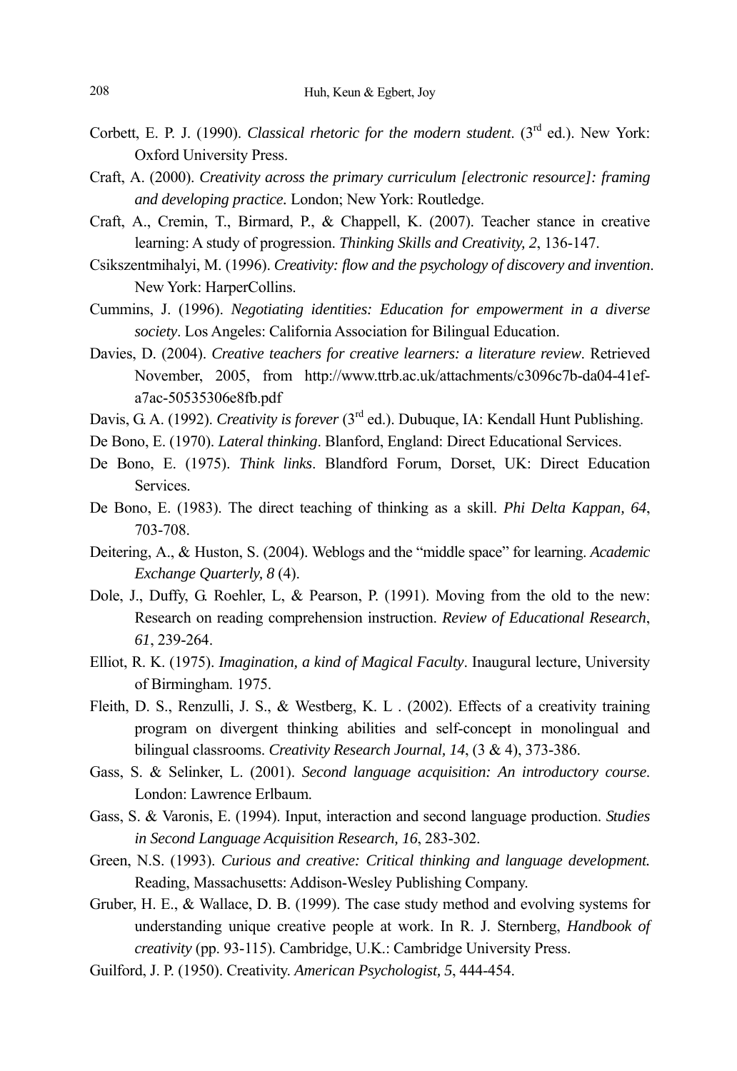Corbett, E. P. J. (1990). *Classical rhetoric for the modern student*. (3rd ed.). New York: Oxford University Press.

Craft, A. (2000). *Creativity across the primary curriculum [electronic resource]: framing and developing practice.* London; New York: Routledge.

Craft, A., Cremin, T., Birmard, P., & Chappell, K. (2007). Teacher stance in creative learning: A study of progression. *Thinking Skills and Creativity, 2*, 136-147.

Csikszentmihalyi, M. (1996). *Creativity: flow and the psychology of discovery and invention*. New York: HarperCollins.

Cummins, J. (1996). *Negotiating identities: Education for empowerment in a diverse society*. Los Angeles: California Association for Bilingual Education.

Davies, D. (2004). *Creative teachers for creative learners: a literature review*. Retrieved November, 2005, from http://www.ttrb.ac.uk/attachments/c3096c7b-da04-41ef-a7ac-50535306e8fb.pdf

Davis, G. A. (1992). *Creativity is forever* (3rd ed.). Dubuque, IA: Kendall Hunt Publishing.

De Bono, E. (1970). *Lateral thinking*. Blanford, England: Direct Educational Services.

De Bono, E. (1975). *Think links*. Blandford Forum, Dorset, UK: Direct Education Services.

De Bono, E. (1983). The direct teaching of thinking as a skill. *Phi Delta Kappan, 64*, 703-708.

Deitering, A., & Huston, S. (2004). Weblogs and the "middle space" for learning. *Academic Exchange Quarterly, 8* (4).

Dole, J., Duffy, G. Roehler, L, & Pearson, P. (1991). Moving from the old to the new: Research on reading comprehension instruction. *Review of Educational Research*, *61*, 239-264.

Elliot, R. K. (1975). *Imagination, a kind of Magical Faculty*. Inaugural lecture, University of Birmingham. 1975.

Fleith, D. S., Renzulli, J. S., & Westberg, K. L . (2002). Effects of a creativity training program on divergent thinking abilities and self-concept in monolingual and bilingual classrooms. *Creativity Research Journal, 14*, (3 & 4), 373-386.

Gass, S. & Selinker, L. (2001). *Second language acquisition: An introductory course*. London: Lawrence Erlbaum.

Gass, S. & Varonis, E. (1994). Input, interaction and second language production. *Studies in Second Language Acquisition Research, 16*, 283-302.

Green, N.S. (1993). *Curious and creative: Critical thinking and language development.* Reading, Massachusetts: Addison-Wesley Publishing Company.

Gruber, H. E., & Wallace, D. B. (1999). The case study method and evolving systems for understanding unique creative people at work. In R. J. Sternberg, *Handbook of creativity* (pp. 93-115). Cambridge, U.K.: Cambridge University Press.

Guilford, J. P. (1950). Creativity. *American Psychologist, 5*, 444-454.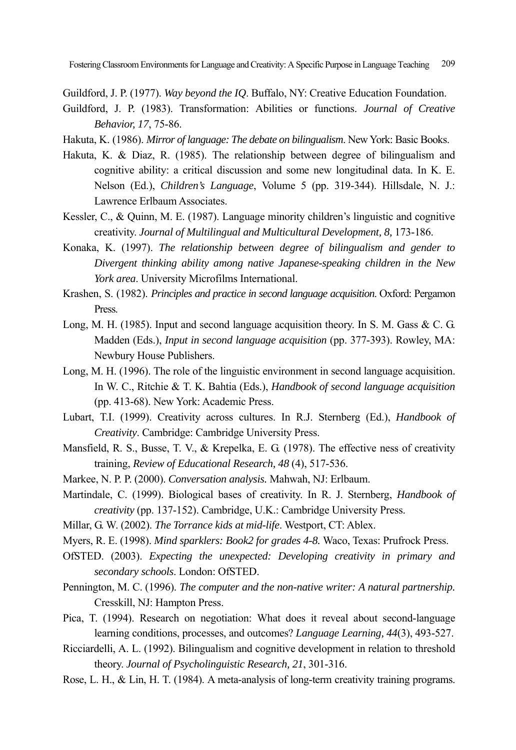Guildford, J. P. (1977). *Way beyond the IQ*. Buffalo, NY: Creative Education Foundation.

Guildford, J. P. (1983). Transformation: Abilities or functions. *Journal of Creative Behavior, 17*, 75-86.

Hakuta, K. (1986). *Mirror of language: The debate on bilingualism*. New York: Basic Books.

Hakuta, K. & Diaz, R. (1985). The relationship between degree of bilingualism and cognitive ability: a critical discussion and some new longitudinal data. In K. E. Nelson (Ed.), *Children's Language*, Volume 5 (pp. 319-344). Hillsdale, N. J.: Lawrence Erlbaum Associates.

Kessler, C., & Quinn, M. E. (1987). Language minority children's linguistic and cognitive creativity. *Journal of Multilingual and Multicultural Development, 8,* 173-186.

Konaka, K. (1997). *The relationship between degree of bilingualism and gender to Divergent thinking ability among native Japanese-speaking children in the New York area*. University Microfilms International.

Krashen, S. (1982). *Principles and practice in second language acquisition.* Oxford: Pergamon Press.

Long, M. H. (1985). Input and second language acquisition theory. In S. M. Gass & C. G. Madden (Eds.), *Input in second language acquisition* (pp. 377-393). Rowley, MA: Newbury House Publishers.

Long, M. H. (1996). The role of the linguistic environment in second language acquisition. In W. C., Ritchie & T. K. Bahtia (Eds.), *Handbook of second language acquisition* (pp. 413-68). New York: Academic Press.

Lubart, T.I. (1999). Creativity across cultures. In R.J. Sternberg (Ed.), *Handbook of Creativity*. Cambridge: Cambridge University Press.

Mansfield, R. S., Busse, T. V., & Krepelka, E. G. (1978). The effective ness of creativity training, *Review of Educational Research, 48* (4), 517-536.

Markee, N. P. P. (2000). *Conversation analysis.* Mahwah, NJ: Erlbaum.

Martindale, C. (1999). Biological bases of creativity. In R. J. Sternberg, *Handbook of creativity* (pp. 137-152). Cambridge, U.K.: Cambridge University Press.

Millar, G. W. (2002). *The Torrance kids at mid-life*. Westport, CT: Ablex.

Myers, R. E. (1998). *Mind sparklers: Book2 for grades 4-8.* Waco, Texas: Prufrock Press.

OfSTED. (2003). *Expecting the unexpected: Developing creativity in primary and secondary schools*. London: OfSTED.

Pennington, M. C. (1996). *The computer and the non-native writer: A natural partnership.* Cresskill, NJ: Hampton Press.

Pica, T. (1994). Research on negotiation: What does it reveal about second-language learning conditions, processes, and outcomes? *Language Learning, 44*(3), 493-527.

Ricciardelli, A. L. (1992). Bilingualism and cognitive development in relation to threshold theory. *Journal of Psycholinguistic Research, 21*, 301-316.

Rose, L. H., & Lin, H. T. (1984). A meta-analysis of long-term creativity training programs.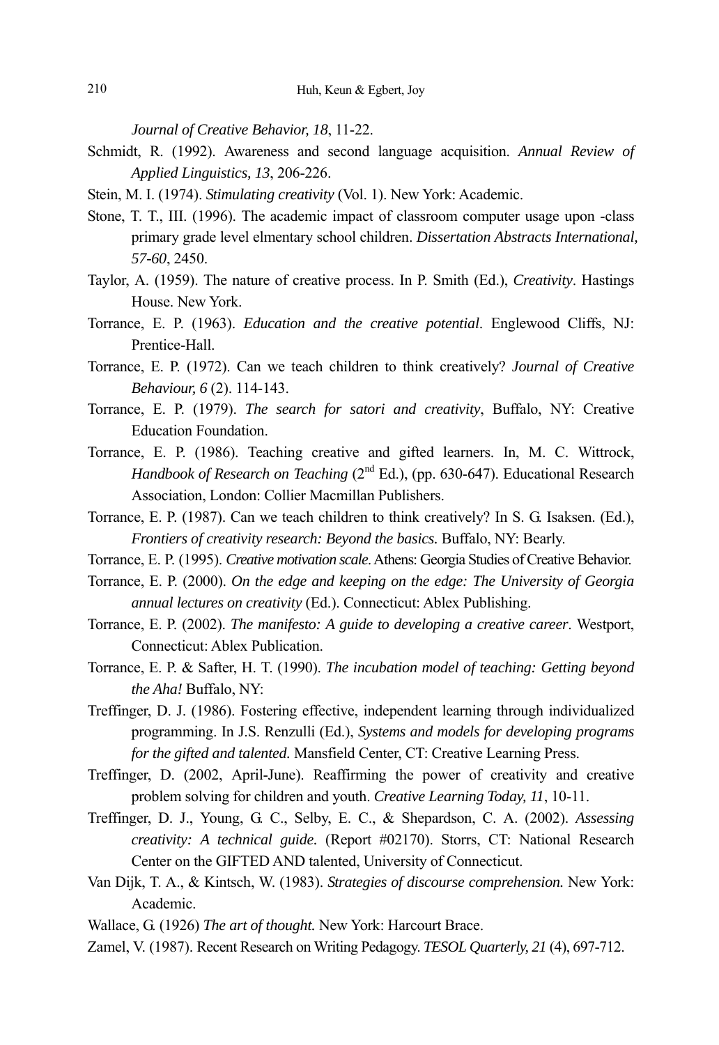*Journal of Creative Behavior, 18*, 11-22.

Schmidt, R. (1992). Awareness and second language acquisition. *Annual Review of Applied Linguistics, 13*, 206-226.

Stein, M. I. (1974). *Stimulating creativity* (Vol. 1). New York: Academic.

Stone, T. T., III. (1996). The academic impact of classroom computer usage upon -class primary grade level elmentary school children. *Dissertation Abstracts International, 57-60*, 2450.

Taylor, A. (1959). The nature of creative process. In P. Smith (Ed.), *Creativity*. Hastings House. New York.

Torrance, E. P. (1963). *Education and the creative potential*. Englewood Cliffs, NJ: Prentice-Hall.

Torrance, E. P. (1972). Can we teach children to think creatively? *Journal of Creative Behaviour, 6* (2). 114-143.

Torrance, E. P. (1979). *The search for satori and creativity*, Buffalo, NY: Creative Education Foundation.

Torrance, E. P. (1986). Teaching creative and gifted learners. In, M. C. Wittrock, *Handbook of Research on Teaching* (2nd Ed.), (pp. 630-647). Educational Research Association, London: Collier Macmillan Publishers.

Torrance, E. P. (1987). Can we teach children to think creatively? In S. G. Isaksen. (Ed.), *Frontiers of creativity research: Beyond the basics*. Buffalo, NY: Bearly.

Torrance, E. P. (1995). *Creative motivation scale*. Athens: Georgia Studies of Creative Behavior.

Torrance, E. P. (2000). *On the edge and keeping on the edge: The University of Georgia annual lectures on creativity* (Ed.). Connecticut: Ablex Publishing.

Torrance, E. P. (2002). *The manifesto: A guide to developing a creative career*. Westport, Connecticut: Ablex Publication.

Torrance, E. P. & Safter, H. T. (1990). *The incubation model of teaching: Getting beyond the Aha!* Buffalo, NY:

Treffinger, D. J. (1986). Fostering effective, independent learning through individualized programming. In J.S. Renzulli (Ed.), *Systems and models for developing programs for the gifted and talented*. Mansfield Center, CT: Creative Learning Press.

Treffinger, D. (2002, April-June). Reaffirming the power of creativity and creative problem solving for children and youth. *Creative Learning Today, 11*, 10-11.

Treffinger, D. J., Young, G. C., Selby, E. C., & Shepardson, C. A. (2002). *Assessing creativity: A technical guide*. (Report #02170). Storrs, CT: National Research Center on the GIFTED AND talented, University of Connecticut.

Van Dijk, T. A., & Kintsch, W. (1983). *Strategies of discourse comprehension*. New York: Academic.

Wallace, G. (1926) *The art of thought*. New York: Harcourt Brace.

Zamel, V. (1987). Recent Research on Writing Pedagogy. *TESOL Quarterly, 21* (4), 697-712.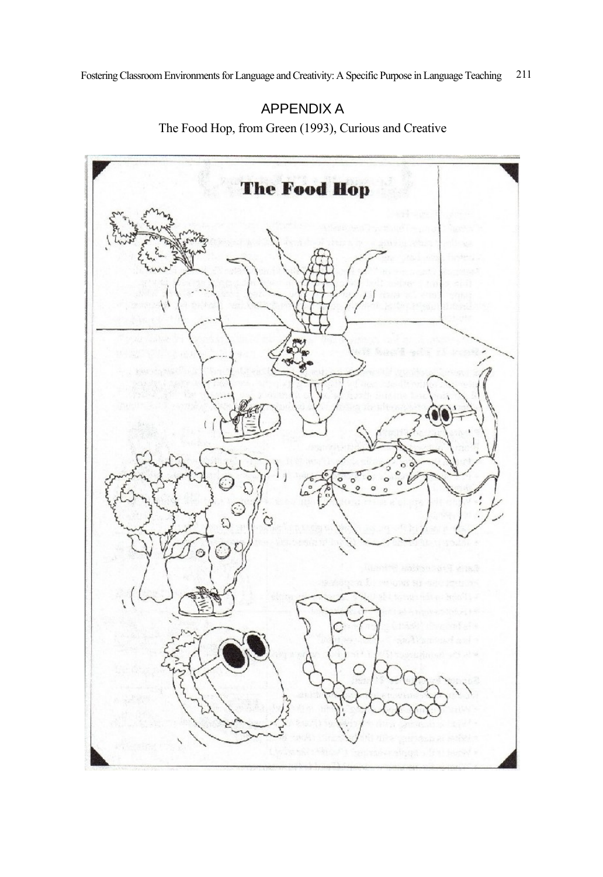## APPENDIX A

The Food Hop, from Green (1993), Curious and Creative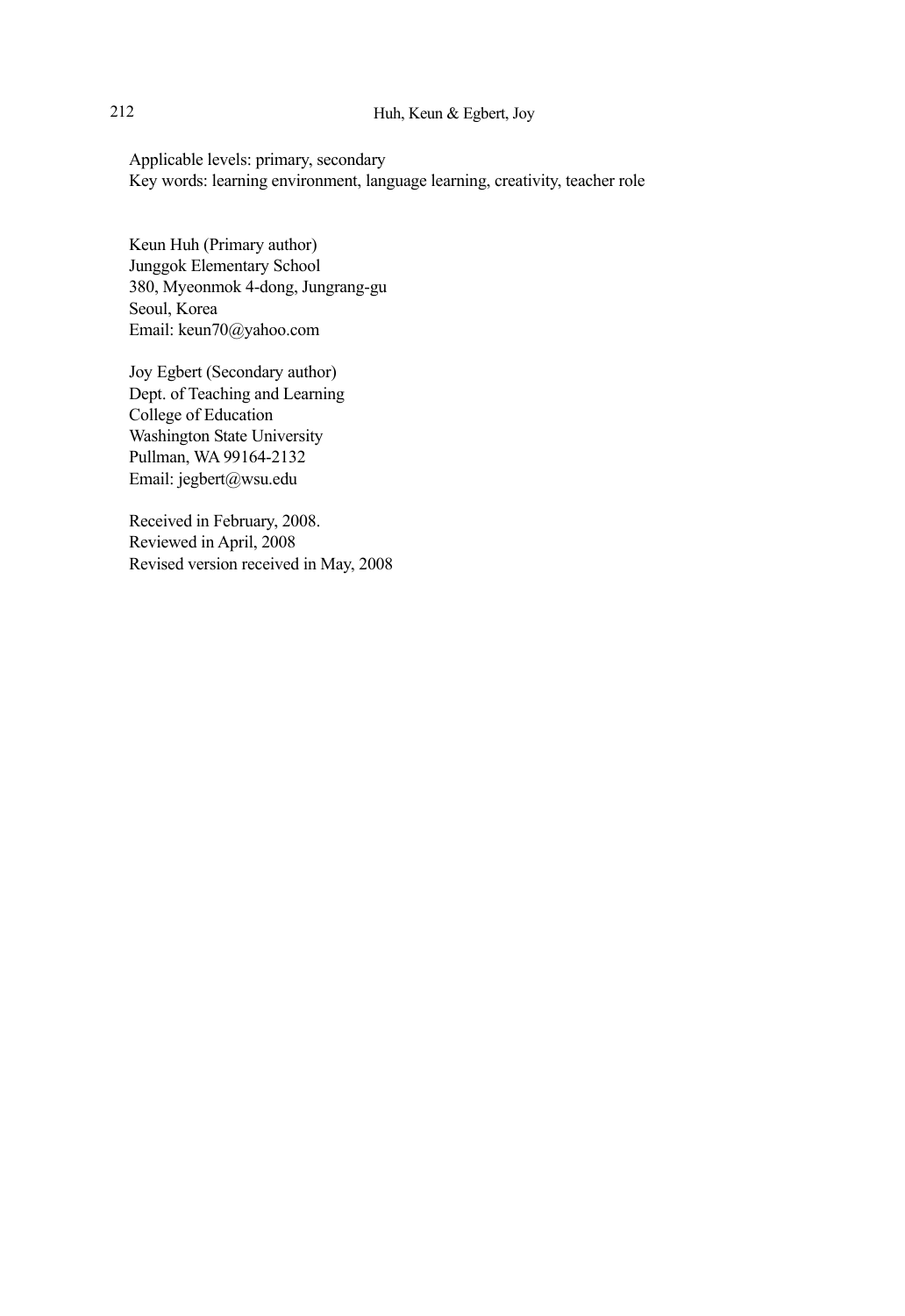Applicable levels: primary, secondary
Key words: learning environment, language learning, creativity, teacher role

Keun Huh (Primary author)
Junggok Elementary School
380, Myeonmok 4-dong, Jungrang-gu
Seoul, Korea
Email: keun70@yahoo.com

Joy Egbert (Secondary author)
Dept. of Teaching and Learning
College of Education
Washington State University
Pullman, WA 99164-2132
Email: jegbert@wsu.edu

Received in February, 2008.
Reviewed in April, 2008
Revised version received in May, 2008